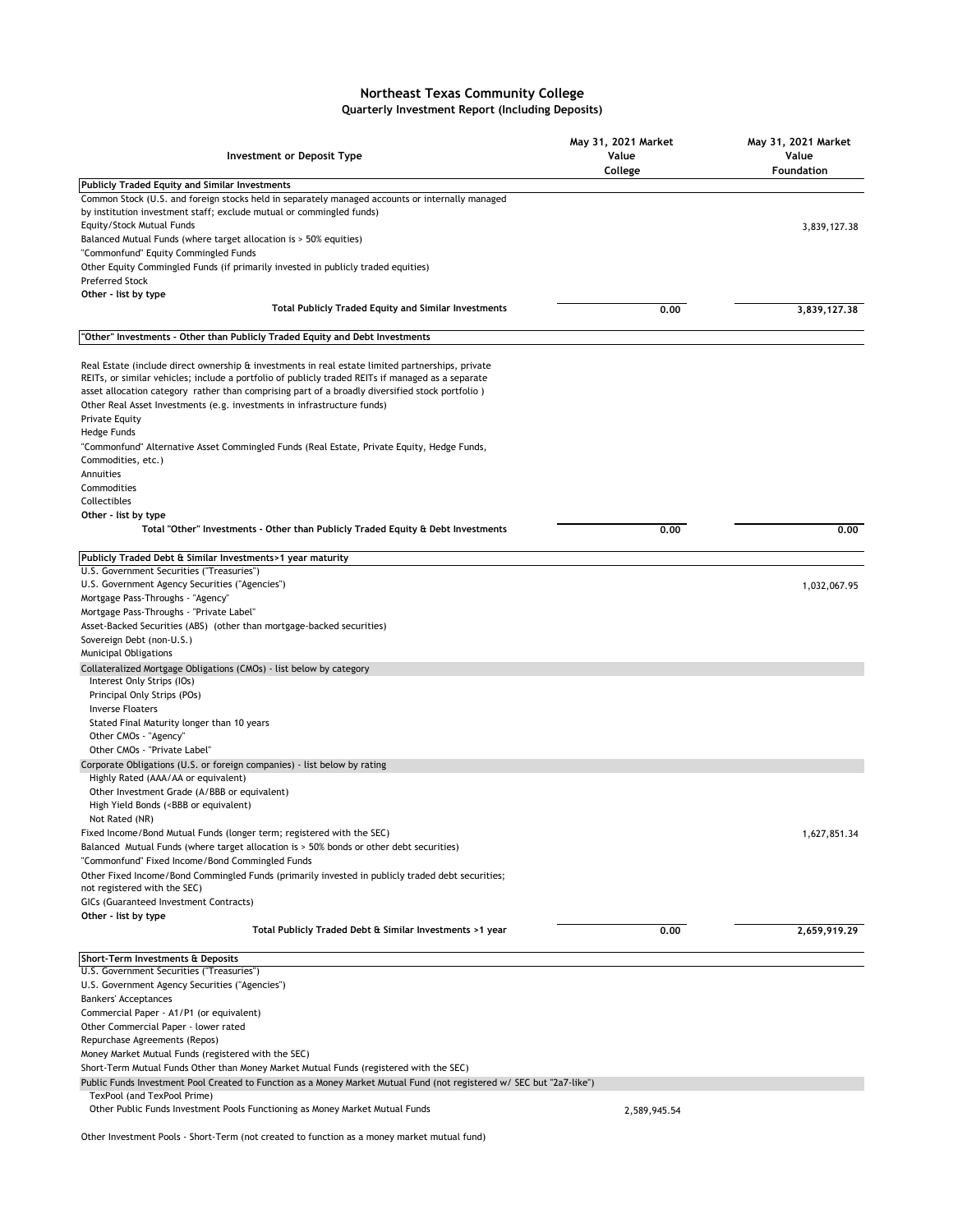# Northeast Texas Community College

## Quarterly Investment Report (Including Deposits)

| Investment or Deposit Type | May 31, 2021 Market Value College | May 31, 2021 Market Value Foundation |
|---|---|---|
| **Publicly Traded Equity and Similar Investments** | | |
| Common Stock (U.S. and foreign stocks held in separately managed accounts or internally managed by institution investment staff; exclude mutual or commingled funds) | | |
| Equity/Stock Mutual Funds | | 3,839,127.38 |
| Balanced Mutual Funds (where target allocation is > 50% equities) | | |
| "Commonfund" Equity Commingled Funds | | |
| Other Equity Commingled Funds (if primarily invested in publicly traded equities) | | |
| Preferred Stock | | |
| **Other - list by type** | | |
| **Total Publicly Traded Equity and Similar Investments** | **0.00** | **3,839,127.38** |
| **"Other" Investments - Other than Publicly Traded Equity and Debt Investments** | | |
| Real Estate (include direct ownership & investments in real estate limited partnerships, private REITs, or similar vehicles; include a portfolio of publicly traded REITs if managed as a separate asset allocation category rather than comprising part of a broadly diversified stock portfolio ) | | |
| Other Real Asset Investments (e.g. investments in infrastructure funds) | | |
| Private Equity | | |
| Hedge Funds | | |
| "Commonfund" Alternative Asset Commingled Funds (Real Estate, Private Equity, Hedge Funds, Commodities, etc.) | | |
| Annuities | | |
| Commodities | | |
| Collectibles | | |
| **Other - list by type** | | |
| **Total "Other" Investments - Other than Publicly Traded Equity & Debt Investments** | **0.00** | **0.00** |
| **Publicly Traded Debt & Similar Investments>1 year maturity** | | |
| U.S. Government Securities ("Treasuries") | | |
| U.S. Government Agency Securities ("Agencies") | | 1,032,067.95 |
| Mortgage Pass-Throughs - "Agency" | | |
| Mortgage Pass-Throughs - "Private Label" | | |
| Asset-Backed Securities (ABS) (other than mortgage-backed securities) | | |
| Sovereign Debt (non-U.S.) | | |
| Municipal Obligations | | |
| Collateralized Mortgage Obligations (CMOs) - list below by category | | |
| Interest Only Strips (IOs) | | |
| Principal Only Strips (POs) | | |
| Inverse Floaters | | |
| Stated Final Maturity longer than 10 years | | |
| Other CMOs - "Agency" | | |
| Other CMOs - "Private Label" | | |
| Corporate Obligations (U.S. or foreign companies) - list below by rating | | |
| Highly Rated (AAA/AA or equivalent) | | |
| Other Investment Grade (A/BBB or equivalent) | | |
| High Yield Bonds (<BBB or equivalent) | | |
| Not Rated (NR) | | |
| Fixed Income/Bond Mutual Funds (longer term; registered with the SEC) | | 1,627,851.34 |
| Balanced Mutual Funds (where target allocation is > 50% bonds or other debt securities) | | |
| "Commonfund" Fixed Income/Bond Commingled Funds | | |
| Other Fixed Income/Bond Commingled Funds (primarily invested in publicly traded debt securities; not registered with the SEC) | | |
| GICs (Guaranteed Investment Contracts) | | |
| **Other - list by type** | | |
| **Total Publicly Traded Debt & Similar Investments >1 year** | **0.00** | **2,659,919.29** |
| **Short-Term Investments & Deposits** | | |
| U.S. Government Securities ("Treasuries") | | |
| U.S. Government Agency Securities ("Agencies") | | |
| Bankers' Acceptances | | |
| Commercial Paper - A1/P1 (or equivalent) | | |
| Other Commercial Paper - lower rated | | |
| Repurchase Agreements (Repos) | | |
| Money Market Mutual Funds (registered with the SEC) | | |
| Short-Term Mutual Funds Other than Money Market Mutual Funds (registered with the SEC) | | |
| Public Funds Investment Pool Created to Function as a Money Market Mutual Fund (not registered w/ SEC but "2a7-like") | | |
| TexPool (and TexPool Prime) | | |
| Other Public Funds Investment Pools Functioning as Money Market Mutual Funds | 2,589,945.54 | |
| Other Investment Pools - Short-Term (not created to function as a money market mutual fund) | | |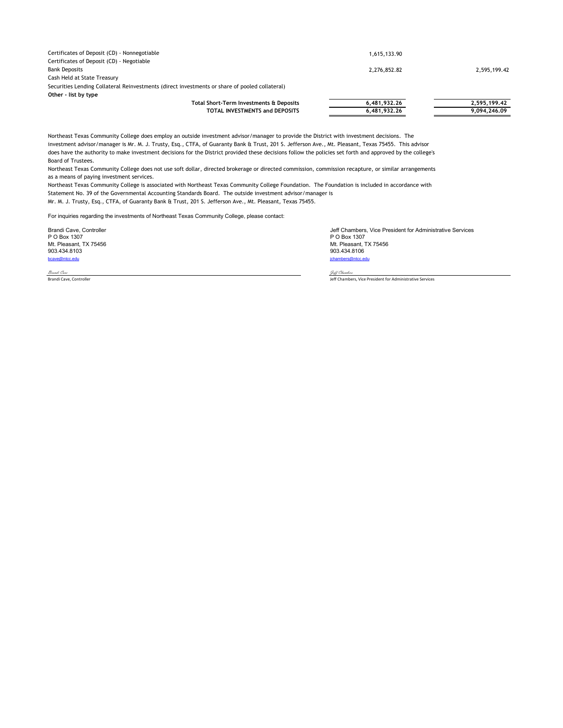| | | |
|---|---|---|
| Certificates of Deposit (CD) - Nonnegotiable | 1,615,133.90 | |
| Certificates of Deposit (CD) - Negotiable | | |
| Bank Deposits | 2,276,852.82 | 2,595,199.42 |
| Cash Held at State Treasury | | |
| Securities Lending Collateral Reinvestments (direct investments or share of pooled collateral) | | |
| **Other - list by type** | | |
| **Total Short-Term Investments & Deposits** | **6,481,932.26** | **2,595,199.42** |
| **TOTAL INVESTMENTS and DEPOSITS** | **6,481,932.26** | **9,094,246.09** |

Northeast Texas Community College does employ an outside investment advisor/manager to provide the District with investment decisions. The investment advisor/manager is Mr. M. J. Trusty, Esq., CTFA, of Guaranty Bank & Trust, 201 S. Jefferson Ave., Mt. Pleasant, Texas 75455. This advisor does have the authority to make investment decisions for the District provided these decisions follow the policies set forth and approved by the college's Board of Trustees.

Northeast Texas Community College does not use soft dollar, directed brokerage or directed commission, commission recapture, or similar arrangements as a means of paying investment services.

Northeast Texas Community College is associated with Northeast Texas Community College Foundation. The Foundation is included in accordance with Statement No. 39 of the Governmental Accounting Standards Board. The outside investment advisor/manager is Mr. M. J. Trusty, Esq., CTFA, of Guaranty Bank & Trust, 201 S. Jefferson Ave., Mt. Pleasant, Texas 75455.

For inquiries regarding the investments of Northeast Texas Community College, please contact:

Brandi Cave, Controller
P O Box 1307
Mt. Pleasant, TX 75456
903.434.8103
bcave@ntcc.edu

Jeff Chambers, Vice President for Administrative Services
P O Box 1307
Mt. Pleasant, TX 75456
903.434.8106
jchambers@ntcc.edu

*Brandi Cave*
Brandi Cave, Controller

*Jeff Chambers*
Jeff Chambers, Vice President for Administrative Services